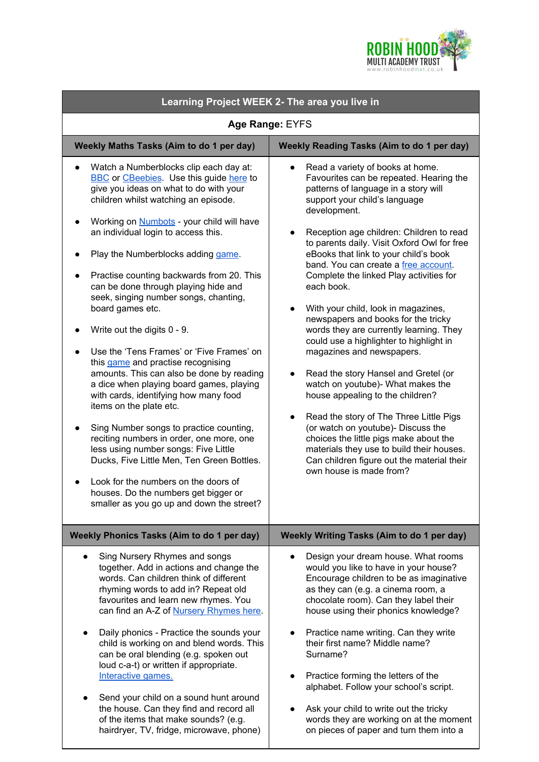ROBIN HOOD MULTI ACADEMY TRUST
www.robinhoodmat.co.uk

# Learning Project WEEK 2- The area you live in

**Age Range:** EYFS

## Weekly Maths Tasks (Aim to do 1 per day)

- Watch a Numberblocks clip each day at: BBC or CBeebies. Use this guide here to give you ideas on what to do with your children whilst watching an episode.
- Working on Numbots - your child will have an individual login to access this.
- Play the Numberblocks adding game.
- Practise counting backwards from 20. This can be done through playing hide and seek, singing number songs, chanting, board games etc.
- Write out the digits 0 - 9.
- Use the 'Tens Frames' or 'Five Frames' on this game and practise recognising amounts. This can also be done by reading a dice when playing board games, playing with cards, identifying how many food items on the plate etc.
- Sing Number songs to practice counting, reciting numbers in order, one more, one less using number songs: Five Little Ducks, Five Little Men, Ten Green Bottles.
- Look for the numbers on the doors of houses. Do the numbers get bigger or smaller as you go up and down the street?

## Weekly Reading Tasks (Aim to do 1 per day)

- Read a variety of books at home. Favourites can be repeated. Hearing the patterns of language in a story will support your child's language development.
- Reception age children: Children to read to parents daily. Visit Oxford Owl for free eBooks that link to your child's book band. You can create a free account. Complete the linked Play activities for each book.
- With your child, look in magazines, newspapers and books for the tricky words they are currently learning. They could use a highlighter to highlight in magazines and newspapers.
- Read the story Hansel and Gretel (or watch on youtube)- What makes the house appealing to the children?
- Read the story of The Three Little Pigs (or watch on youtube)- Discuss the choices the little pigs make about the materials they use to build their houses. Can children figure out the material their own house is made from?

## Weekly Phonics Tasks (Aim to do 1 per day)

- Sing Nursery Rhymes and songs together. Add in actions and change the words. Can children think of different rhyming words to add in? Repeat old favourites and learn new rhymes. You can find an A-Z of Nursery Rhymes here.
- Daily phonics - Practice the sounds your child is working on and blend words. This can be oral blending (e.g. spoken out loud c-a-t) or written if appropriate. Interactive games.
- Send your child on a sound hunt around the house. Can they find and record all of the items that make sounds? (e.g. hairdryer, TV, fridge, microwave, phone)

## Weekly Writing Tasks (Aim to do 1 per day)

- Design your dream house. What rooms would you like to have in your house? Encourage children to be as imaginative as they can (e.g. a cinema room, a chocolate room). Can they label their house using their phonics knowledge?
- Practice name writing. Can they write their first name? Middle name? Surname?
- Practice forming the letters of the alphabet. Follow your school's script.
- Ask your child to write out the tricky words they are working on at the moment on pieces of paper and turn them into a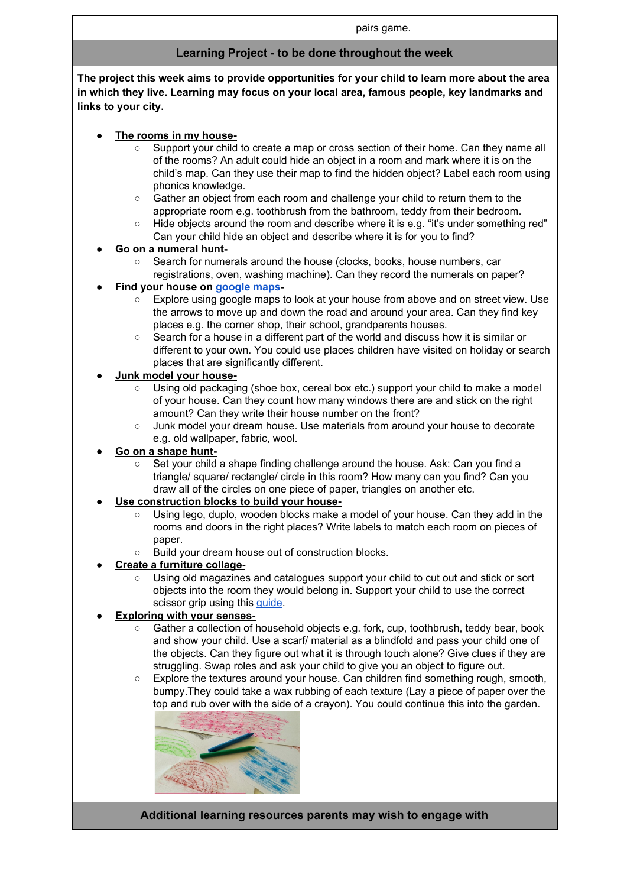| | |
|---|---|
| | pairs game. |

## Learning Project - to be done throughout the week

**The project this week aims to provide opportunities for your child to learn more about the area in which they live. Learning may focus on your local area, famous people, key landmarks and links to your city.**

- **The rooms in my house-**
  - Support your child to create a map or cross section of their home. Can they name all of the rooms? An adult could hide an object in a room and mark where it is on the child's map. Can they use their map to find the hidden object? Label each room using phonics knowledge.
  - Gather an object from each room and challenge your child to return them to the appropriate room e.g. toothbrush from the bathroom, teddy from their bedroom.
  - Hide objects around the room and describe where it is e.g. "it's under something red" Can your child hide an object and describe where it is for you to find?
- **Go on a numeral hunt-**
  - Search for numerals around the house (clocks, books, house numbers, car registrations, oven, washing machine). Can they record the numerals on paper?
- **Find your house on google maps-**
  - Explore using google maps to look at your house from above and on street view. Use the arrows to move up and down the road and around your area. Can they find key places e.g. the corner shop, their school, grandparents houses.
  - Search for a house in a different part of the world and discuss how it is similar or different to your own. You could use places children have visited on holiday or search places that are significantly different.
- **Junk model your house-**
  - Using old packaging (shoe box, cereal box etc.) support your child to make a model of your house. Can they count how many windows there are and stick on the right amount? Can they write their house number on the front?
  - Junk model your dream house. Use materials from around your house to decorate e.g. old wallpaper, fabric, wool.
- **Go on a shape hunt-**
  - Set your child a shape finding challenge around the house. Ask: Can you find a triangle/ square/ rectangle/ circle in this room? How many can you find? Can you draw all of the circles on one piece of paper, triangles on another etc.
- **Use construction blocks to build your house-**
  - Using lego, duplo, wooden blocks make a model of your house. Can they add in the rooms and doors in the right places? Write labels to match each room on pieces of paper.
  - Build your dream house out of construction blocks.
- **Create a furniture collage-**
  - Using old magazines and catalogues support your child to cut out and stick or sort objects into the room they would belong in. Support your child to use the correct scissor grip using this guide.
- **Exploring with your senses-**
  - Gather a collection of household objects e.g. fork, cup, toothbrush, teddy bear, book and show your child. Use a scarf/ material as a blindfold and pass your child one of the objects. Can they figure out what it is through touch alone? Give clues if they are struggling. Swap roles and ask your child to give you an object to figure out.
  - Explore the textures around your house. Can children find something rough, smooth, bumpy.They could take a wax rubbing of each texture (Lay a piece of paper over the top and rub over with the side of a crayon). You could continue this into the garden.

## Additional learning resources parents may wish to engage with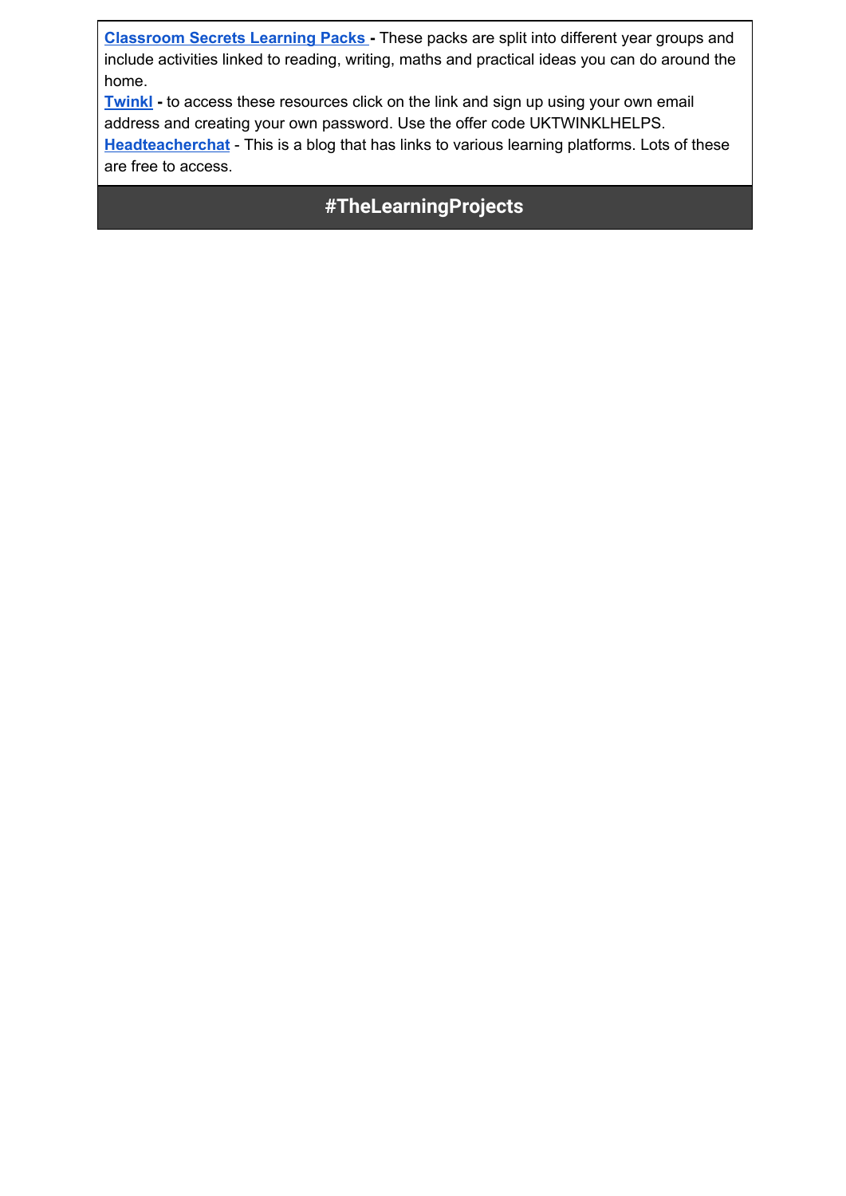**Classroom Secrets Learning Packs -** These packs are split into different year groups and include activities linked to reading, writing, maths and practical ideas you can do around the home.

**Twinkl -** to access these resources click on the link and sign up using your own email address and creating your own password. Use the offer code UKTWINKLHELPS.

**Headteacherchat** - This is a blog that has links to various learning platforms. Lots of these are free to access.

**#TheLearningProjects**